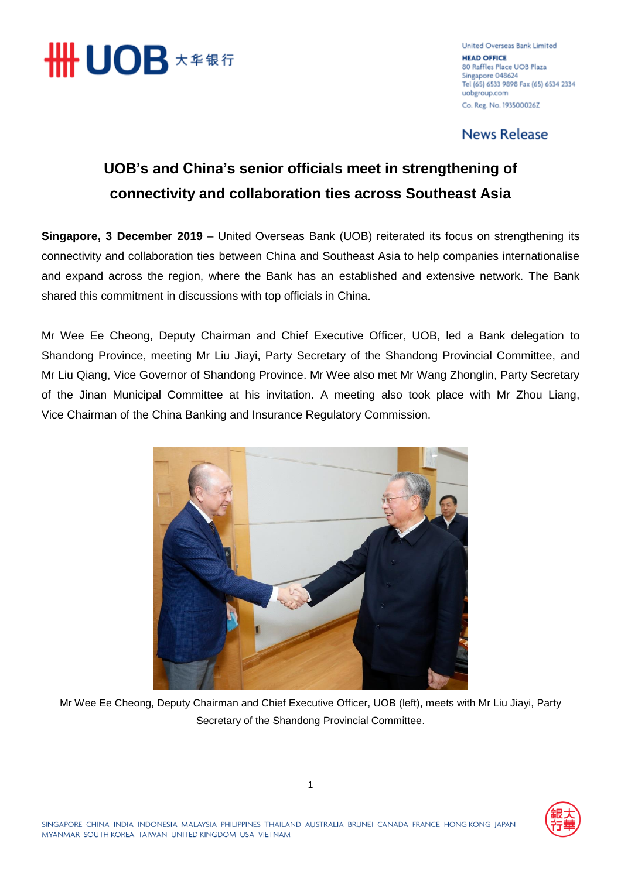**News Release**

# UOB's and China's senior officials meet in strengthening of connectivity and collaboration ties across Southeast Asia

**Singapore, 3 December 2019** – United Overseas Bank (UOB) reiterated its focus on strengthening its connectivity and collaboration ties between China and Southeast Asia to help companies internationalise and expand across the region, where the Bank has an established and extensive network. The Bank shared this commitment in discussions with top officials in China.

Mr Wee Ee Cheong, Deputy Chairman and Chief Executive Officer, UOB, led a Bank delegation to Shandong Province, meeting Mr Liu Jiayi, Party Secretary of the Shandong Provincial Committee, and Mr Liu Qiang, Vice Governor of Shandong Province. Mr Wee also met Mr Wang Zhonglin, Party Secretary of the Jinan Municipal Committee at his invitation. A meeting also took place with Mr Zhou Liang, Vice Chairman of the China Banking and Insurance Regulatory Commission.

Mr Wee Ee Cheong, Deputy Chairman and Chief Executive Officer, UOB (left), meets with Mr Liu Jiayi, Party Secretary of the Shandong Provincial Committee.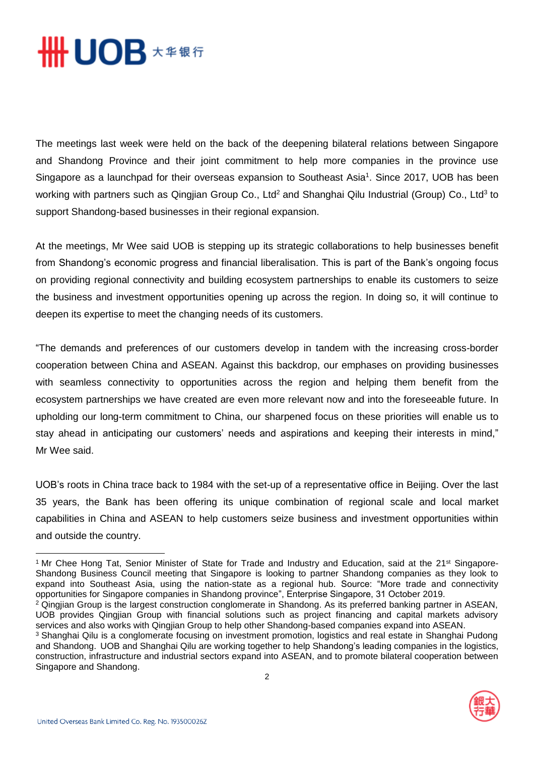The meetings last week were held on the back of the deepening bilateral relations between Singapore and Shandong Province and their joint commitment to help more companies in the province use Singapore as a launchpad for their overseas expansion to Southeast Asia[1]. Since 2017, UOB has been working with partners such as Qingjian Group Co., Ltd[2] and Shanghai Qilu Industrial (Group) Co., Ltd[3] to support Shandong-based businesses in their regional expansion.

At the meetings, Mr Wee said UOB is stepping up its strategic collaborations to help businesses benefit from Shandong's economic progress and financial liberalisation. This is part of the Bank's ongoing focus on providing regional connectivity and building ecosystem partnerships to enable its customers to seize the business and investment opportunities opening up across the region. In doing so, it will continue to deepen its expertise to meet the changing needs of its customers.

"The demands and preferences of our customers develop in tandem with the increasing cross-border cooperation between China and ASEAN. Against this backdrop, our emphases on providing businesses with seamless connectivity to opportunities across the region and helping them benefit from the ecosystem partnerships we have created are even more relevant now and into the foreseeable future. In upholding our long-term commitment to China, our sharpened focus on these priorities will enable us to stay ahead in anticipating our customers' needs and aspirations and keeping their interests in mind," Mr Wee said.

UOB's roots in China trace back to 1984 with the set-up of a representative office in Beijing. Over the last 35 years, the Bank has been offering its unique combination of regional scale and local market capabilities in China and ASEAN to help customers seize business and investment opportunities within and outside the country.

---

[1] Mr Chee Hong Tat, Senior Minister of State for Trade and Industry and Education, said at the 21st Singapore-Shandong Business Council meeting that Singapore is looking to partner Shandong companies as they look to expand into Southeast Asia, using the nation-state as a regional hub. Source: "More trade and connectivity opportunities for Singapore companies in Shandong province", Enterprise Singapore, 31 October 2019.

[2] Qingjian Group is the largest construction conglomerate in Shandong. As its preferred banking partner in ASEAN, UOB provides Qingjian Group with financial solutions such as project financing and capital markets advisory services and also works with Qingjian Group to help other Shandong-based companies expand into ASEAN.

[3] Shanghai Qilu is a conglomerate focusing on investment promotion, logistics and real estate in Shanghai Pudong and Shandong. UOB and Shanghai Qilu are working together to help Shandong's leading companies in the logistics, construction, infrastructure and industrial sectors expand into ASEAN, and to promote bilateral cooperation between Singapore and Shandong.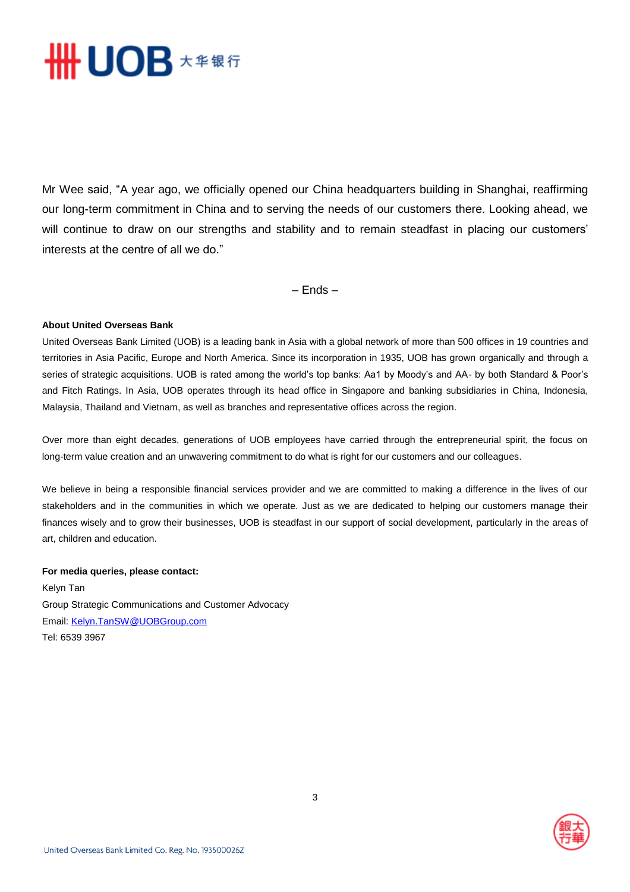Mr Wee said, "A year ago, we officially opened our China headquarters building in Shanghai, reaffirming our long-term commitment in China and to serving the needs of our customers there. Looking ahead, we will continue to draw on our strengths and stability and to remain steadfast in placing our customers' interests at the centre of all we do."

– Ends –

**About United Overseas Bank**

United Overseas Bank Limited (UOB) is a leading bank in Asia with a global network of more than 500 offices in 19 countries and territories in Asia Pacific, Europe and North America. Since its incorporation in 1935, UOB has grown organically and through a series of strategic acquisitions. UOB is rated among the world's top banks: Aa1 by Moody's and AA- by both Standard & Poor's and Fitch Ratings. In Asia, UOB operates through its head office in Singapore and banking subsidiaries in China, Indonesia, Malaysia, Thailand and Vietnam, as well as branches and representative offices across the region.

Over more than eight decades, generations of UOB employees have carried through the entrepreneurial spirit, the focus on long-term value creation and an unwavering commitment to do what is right for our customers and our colleagues.

We believe in being a responsible financial services provider and we are committed to making a difference in the lives of our stakeholders and in the communities in which we operate. Just as we are dedicated to helping our customers manage their finances wisely and to grow their businesses, UOB is steadfast in our support of social development, particularly in the areas of art, children and education.

**For media queries, please contact:**

Kelyn Tan
Group Strategic Communications and Customer Advocacy
Email: Kelyn.TanSW@UOBGroup.com
Tel: 6539 3967